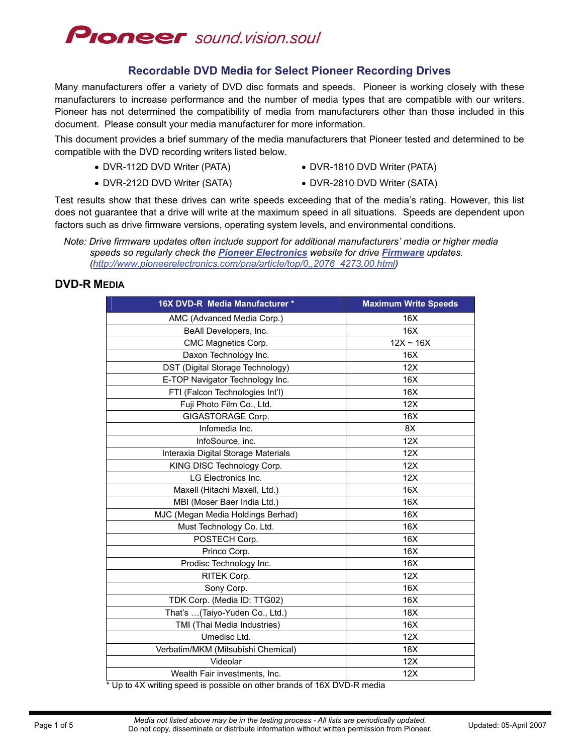Pioneer sound.vision.soul

## Recordable DVD Media for Select Pioneer Recording Drives

Many manufacturers offer a variety of DVD disc formats and speeds. Pioneer is working closely with these manufacturers to increase performance and the number of media types that are compatible with our writers. Pioneer has not determined the compatibility of media from manufacturers other than those included in this document. Please consult your media manufacturer for more information.

This document provides a brief summary of the media manufacturers that Pioneer tested and determined to be compatible with the DVD recording writers listed below.

- DVR-112D DVD Writer (PATA)
- DVR-212D DVD Writer (SATA)
- DVR-1810 DVD Writer (PATA)
- DVR-2810 DVD Writer (SATA)

Test results show that these drives can write speeds exceeding that of the media's rating. However, this list does not guarantee that a drive will write at the maximum speed in all situations. Speeds are dependent upon factors such as drive firmware versions, operating system levels, and environmental conditions.

*Note: Drive firmware updates often include support for additional manufacturers' media or higher media speeds so regularly check the **Pioneer Electronics** website for drive **Firmware** updates. (http://www.pioneerelectronics.com/pna/article/top/0,,2076_4273,00.html)*

## DVD-R MEDIA

| 16X DVD-R Media Manufacturer * | Maximum Write Speeds |
|---|---|
| AMC (Advanced Media Corp.) | 16X |
| BeAll Developers, Inc. | 16X |
| CMC Magnetics Corp. | 12X ~ 16X |
| Daxon Technology Inc. | 16X |
| DST (Digital Storage Technology) | 12X |
| E-TOP Navigator Technology Inc. | 16X |
| FTI (Falcon Technologies Int'l) | 16X |
| Fuji Photo Film Co., Ltd. | 12X |
| GIGASTORAGE Corp. | 16X |
| Infomedia Inc. | 8X |
| InfoSource, inc. | 12X |
| Interaxia Digital Storage Materials | 12X |
| KING DISC Technology Corp. | 12X |
| LG Electronics Inc. | 12X |
| Maxell (Hitachi Maxell, Ltd.) | 16X |
| MBI (Moser Baer India Ltd.) | 16X |
| MJC (Megan Media Holdings Berhad) | 16X |
| Must Technology Co. Ltd. | 16X |
| POSTECH Corp. | 16X |
| Princo Corp. | 16X |
| Prodisc Technology Inc. | 16X |
| RITEK Corp. | 12X |
| Sony Corp. | 16X |
| TDK Corp. (Media ID: TTG02) | 16X |
| That's …(Taiyo-Yuden Co., Ltd.) | 18X |
| TMI (Thai Media Industries) | 16X |
| Umedisc Ltd. | 12X |
| Verbatim/MKM (Mitsubishi Chemical) | 18X |
| Videolar | 12X |
| Wealth Fair investments, Inc. | 12X |

* Up to 4X writing speed is possible on other brands of 16X DVD-R media

*Media not listed above may be in the testing process - All lists are periodically updated.*
Do not copy, disseminate or distribute information without written permission from Pioneer.

Updated: 05-April 2007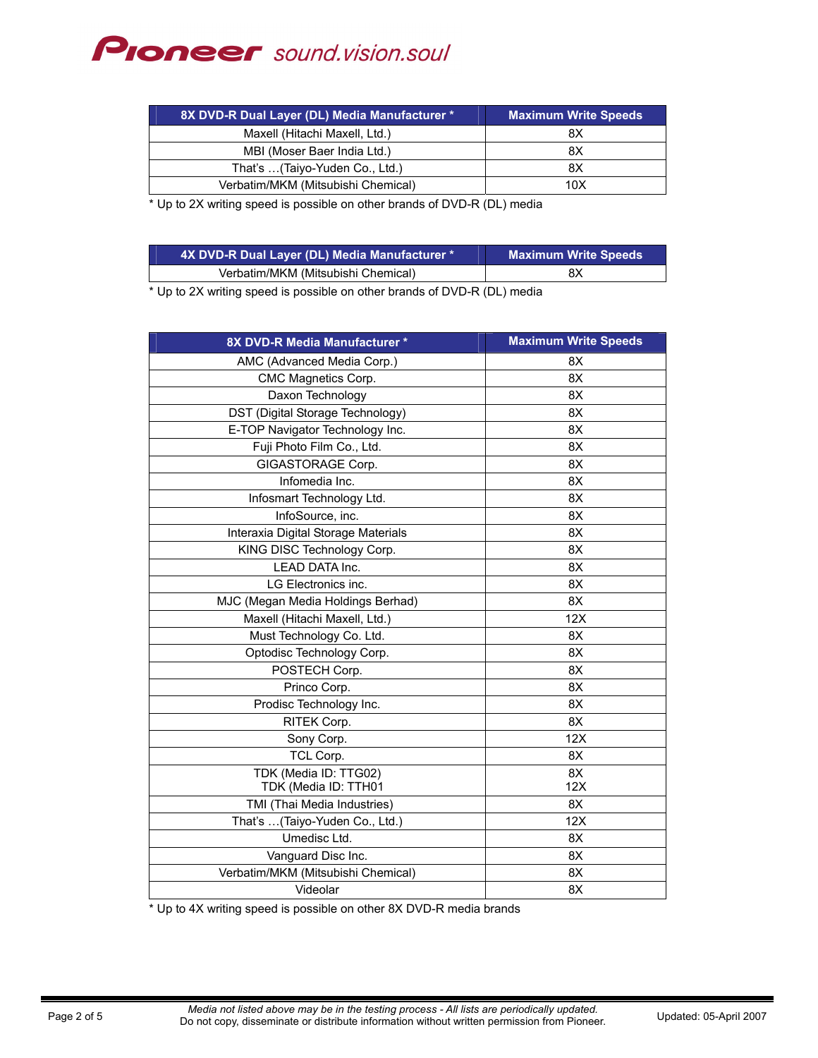| 8X DVD-R Dual Layer (DL) Media Manufacturer * | Maximum Write Speeds |
|---|---|
| Maxell (Hitachi Maxell, Ltd.) | 8X |
| MBI (Moser Baer India Ltd.) | 8X |
| That's …(Taiyo-Yuden Co., Ltd.) | 8X |
| Verbatim/MKM (Mitsubishi Chemical) | 10X |

* Up to 2X writing speed is possible on other brands of DVD-R (DL) media

| 4X DVD-R Dual Layer (DL) Media Manufacturer * | Maximum Write Speeds |
|---|---|
| Verbatim/MKM (Mitsubishi Chemical) | 8X |

* Up to 2X writing speed is possible on other brands of DVD-R (DL) media

| 8X DVD-R Media Manufacturer * | Maximum Write Speeds |
|---|---|
| AMC (Advanced Media Corp.) | 8X |
| CMC Magnetics Corp. | 8X |
| Daxon Technology | 8X |
| DST (Digital Storage Technology) | 8X |
| E-TOP Navigator Technology Inc. | 8X |
| Fuji Photo Film Co., Ltd. | 8X |
| GIGASTORAGE Corp. | 8X |
| Infomedia Inc. | 8X |
| Infosmart Technology Ltd. | 8X |
| InfoSource, inc. | 8X |
| Interaxia Digital Storage Materials | 8X |
| KING DISC Technology Corp. | 8X |
| LEAD DATA Inc. | 8X |
| LG Electronics inc. | 8X |
| MJC (Megan Media Holdings Berhad) | 8X |
| Maxell (Hitachi Maxell, Ltd.) | 12X |
| Must Technology Co. Ltd. | 8X |
| Optodisc Technology Corp. | 8X |
| POSTECH Corp. | 8X |
| Princo Corp. | 8X |
| Prodisc Technology Inc. | 8X |
| RITEK Corp. | 8X |
| Sony Corp. | 12X |
| TCL Corp. | 8X |
| TDK (Media ID: TTG02)<br>TDK (Media ID: TTH01 | 8X<br>12X |
| TMI (Thai Media Industries) | 8X |
| That's …(Taiyo-Yuden Co., Ltd.) | 12X |
| Umedisc Ltd. | 8X |
| Vanguard Disc Inc. | 8X |
| Verbatim/MKM (Mitsubishi Chemical) | 8X |
| Videolar | 8X |

* Up to 4X writing speed is possible on other 8X DVD-R media brands

*Media not listed above may be in the testing process - All lists are periodically updated.*
Do not copy, disseminate or distribute information without written permission from Pioneer.

Updated: 05-April 2007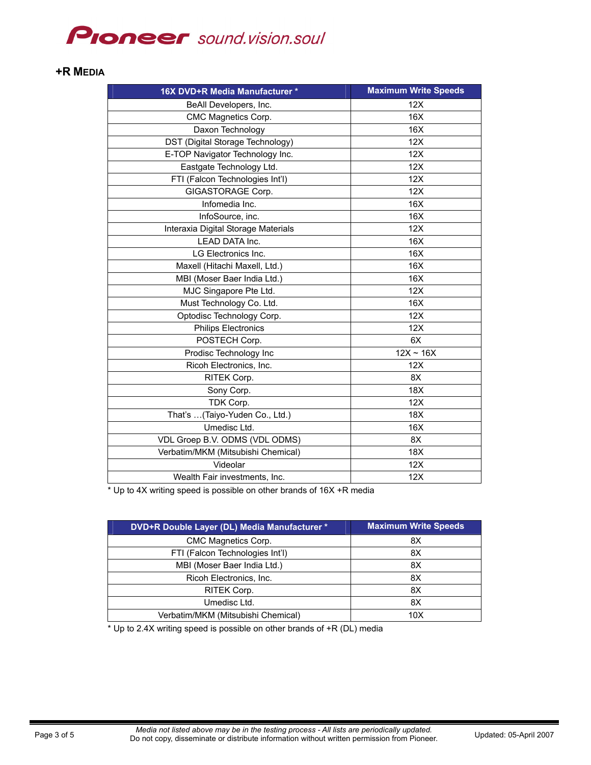## +R MEDIA

| 16X DVD+R Media Manufacturer * | Maximum Write Speeds |
|---|---|
| BeAll Developers, Inc. | 12X |
| CMC Magnetics Corp. | 16X |
| Daxon Technology | 16X |
| DST (Digital Storage Technology) | 12X |
| E-TOP Navigator Technology Inc. | 12X |
| Eastgate Technology Ltd. | 12X |
| FTI (Falcon Technologies Int'l) | 12X |
| GIGASTORAGE Corp. | 12X |
| Infomedia Inc. | 16X |
| InfoSource, inc. | 16X |
| Interaxia Digital Storage Materials | 12X |
| LEAD DATA Inc. | 16X |
| LG Electronics Inc. | 16X |
| Maxell (Hitachi Maxell, Ltd.) | 16X |
| MBI (Moser Baer India Ltd.) | 16X |
| MJC Singapore Pte Ltd. | 12X |
| Must Technology Co. Ltd. | 16X |
| Optodisc Technology Corp. | 12X |
| Philips Electronics | 12X |
| POSTECH Corp. | 6X |
| Prodisc Technology Inc | 12X ~ 16X |
| Ricoh Electronics, Inc. | 12X |
| RITEK Corp. | 8X |
| Sony Corp. | 18X |
| TDK Corp. | 12X |
| That's …(Taiyo-Yuden Co., Ltd.) | 18X |
| Umedisc Ltd. | 16X |
| VDL Groep B.V. ODMS (VDL ODMS) | 8X |
| Verbatim/MKM (Mitsubishi Chemical) | 18X |
| Videolar | 12X |
| Wealth Fair investments, Inc. | 12X |

* Up to 4X writing speed is possible on other brands of 16X +R media

| DVD+R Double Layer (DL) Media Manufacturer * | Maximum Write Speeds |
|---|---|
| CMC Magnetics Corp. | 8X |
| FTI (Falcon Technologies Int'l) | 8X |
| MBI (Moser Baer India Ltd.) | 8X |
| Ricoh Electronics, Inc. | 8X |
| RITEK Corp. | 8X |
| Umedisc Ltd. | 8X |
| Verbatim/MKM (Mitsubishi Chemical) | 10X |

* Up to 2.4X writing speed is possible on other brands of +R (DL) media

*Media not listed above may be in the testing process - All lists are periodically updated.*
Do not copy, disseminate or distribute information without written permission from Pioneer.

Updated: 05-April 2007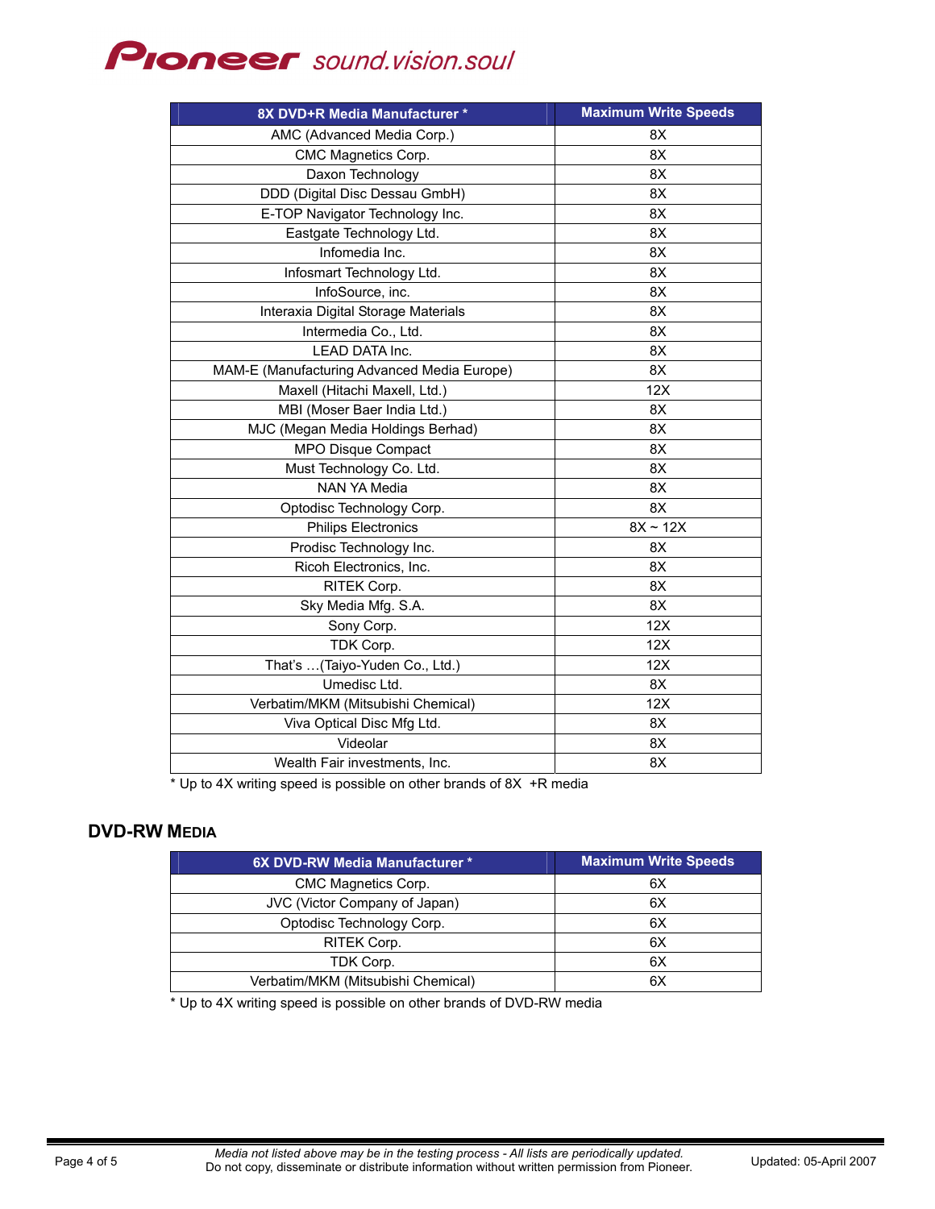| 8X DVD+R Media Manufacturer * | Maximum Write Speeds |
| --- | --- |
| AMC (Advanced Media Corp.) | 8X |
| CMC Magnetics Corp. | 8X |
| Daxon Technology | 8X |
| DDD (Digital Disc Dessau GmbH) | 8X |
| E-TOP Navigator Technology Inc. | 8X |
| Eastgate Technology Ltd. | 8X |
| Infomedia Inc. | 8X |
| Infosmart Technology Ltd. | 8X |
| InfoSource, inc. | 8X |
| Interaxia Digital Storage Materials | 8X |
| Intermedia Co., Ltd. | 8X |
| LEAD DATA Inc. | 8X |
| MAM-E (Manufacturing Advanced Media Europe) | 8X |
| Maxell (Hitachi Maxell, Ltd.) | 12X |
| MBI (Moser Baer India Ltd.) | 8X |
| MJC (Megan Media Holdings Berhad) | 8X |
| MPO Disque Compact | 8X |
| Must Technology Co. Ltd. | 8X |
| NAN YA Media | 8X |
| Optodisc Technology Corp. | 8X |
| Philips Electronics | 8X ~ 12X |
| Prodisc Technology Inc. | 8X |
| Ricoh Electronics, Inc. | 8X |
| RITEK Corp. | 8X |
| Sky Media Mfg. S.A. | 8X |
| Sony Corp. | 12X |
| TDK Corp. | 12X |
| That's …(Taiyo-Yuden Co., Ltd.) | 12X |
| Umedisc Ltd. | 8X |
| Verbatim/MKM (Mitsubishi Chemical) | 12X |
| Viva Optical Disc Mfg Ltd. | 8X |
| Videolar | 8X |
| Wealth Fair investments, Inc. | 8X |

* Up to 4X writing speed is possible on other brands of 8X +R media

## DVD-RW MEDIA

| 6X DVD-RW Media Manufacturer * | Maximum Write Speeds |
| --- | --- |
| CMC Magnetics Corp. | 6X |
| JVC (Victor Company of Japan) | 6X |
| Optodisc Technology Corp. | 6X |
| RITEK Corp. | 6X |
| TDK Corp. | 6X |
| Verbatim/MKM (Mitsubishi Chemical) | 6X |

* Up to 4X writing speed is possible on other brands of DVD-RW media

*Media not listed above may be in the testing process - All lists are periodically updated.*
Do not copy, disseminate or distribute information without written permission from Pioneer.

Updated: 05-April 2007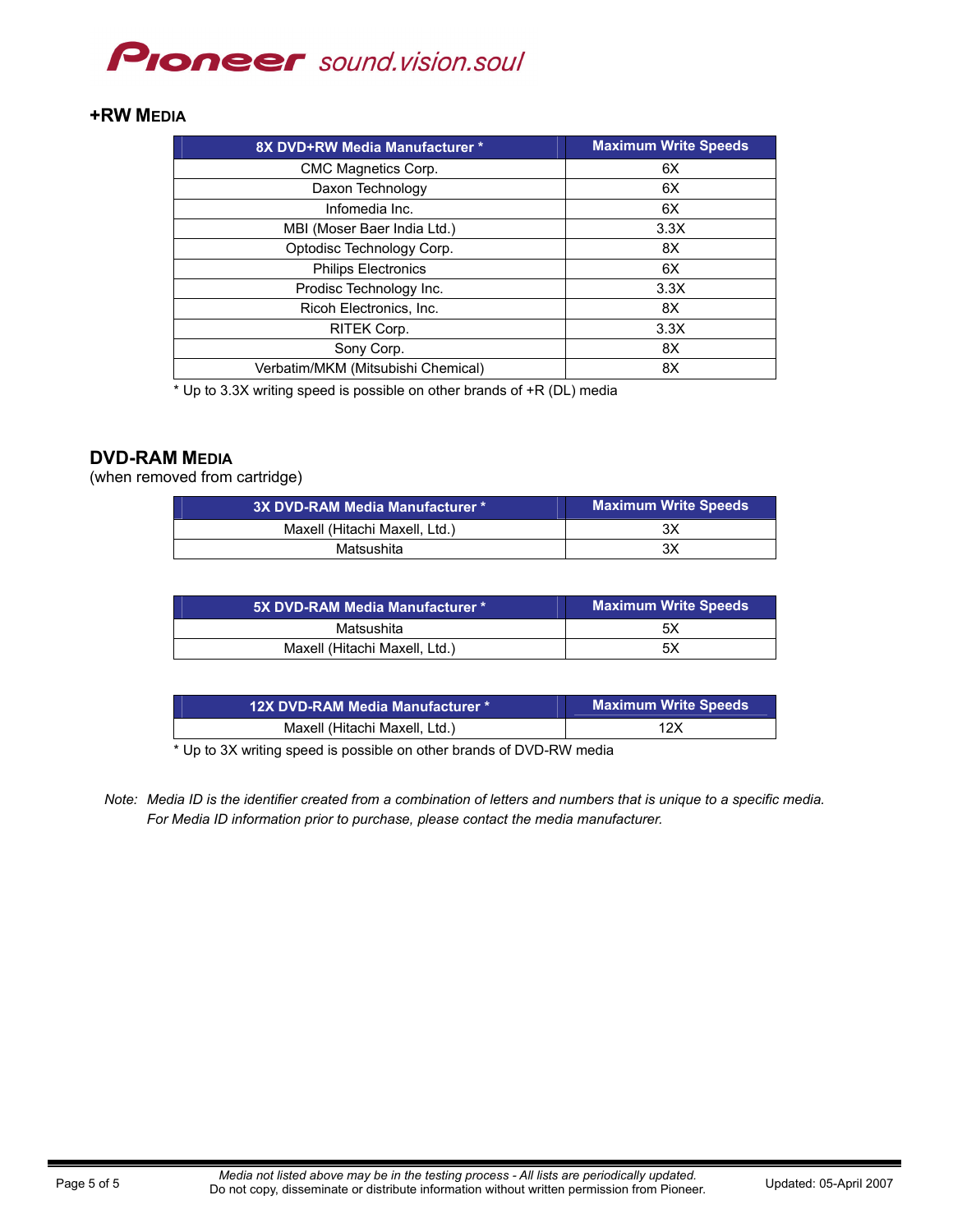## +RW MEDIA

| 8X DVD+RW Media Manufacturer * | Maximum Write Speeds |
|---|---|
| CMC Magnetics Corp. | 6X |
| Daxon Technology | 6X |
| Infomedia Inc. | 6X |
| MBI (Moser Baer India Ltd.) | 3.3X |
| Optodisc Technology Corp. | 8X |
| Philips Electronics | 6X |
| Prodisc Technology Inc. | 3.3X |
| Ricoh Electronics, Inc. | 8X |
| RITEK Corp. | 3.3X |
| Sony Corp. | 8X |
| Verbatim/MKM (Mitsubishi Chemical) | 8X |

* Up to 3.3X writing speed is possible on other brands of +R (DL) media

## DVD-RAM MEDIA

(when removed from cartridge)

| 3X DVD-RAM Media Manufacturer * | Maximum Write Speeds |
|---|---|
| Maxell (Hitachi Maxell, Ltd.) | 3X |
| Matsushita | 3X |

| 5X DVD-RAM Media Manufacturer * | Maximum Write Speeds |
|---|---|
| Matsushita | 5X |
| Maxell (Hitachi Maxell, Ltd.) | 5X |

| 12X DVD-RAM Media Manufacturer * | Maximum Write Speeds |
|---|---|
| Maxell (Hitachi Maxell, Ltd.) | 12X |

* Up to 3X writing speed is possible on other brands of DVD-RW media

*Note: Media ID is the identifier created from a combination of letters and numbers that is unique to a specific media. For Media ID information prior to purchase, please contact the media manufacturer.*

*Media not listed above may be in the testing process - All lists are periodically updated.*
Do not copy, disseminate or distribute information without written permission from Pioneer.

Updated: 05-April 2007